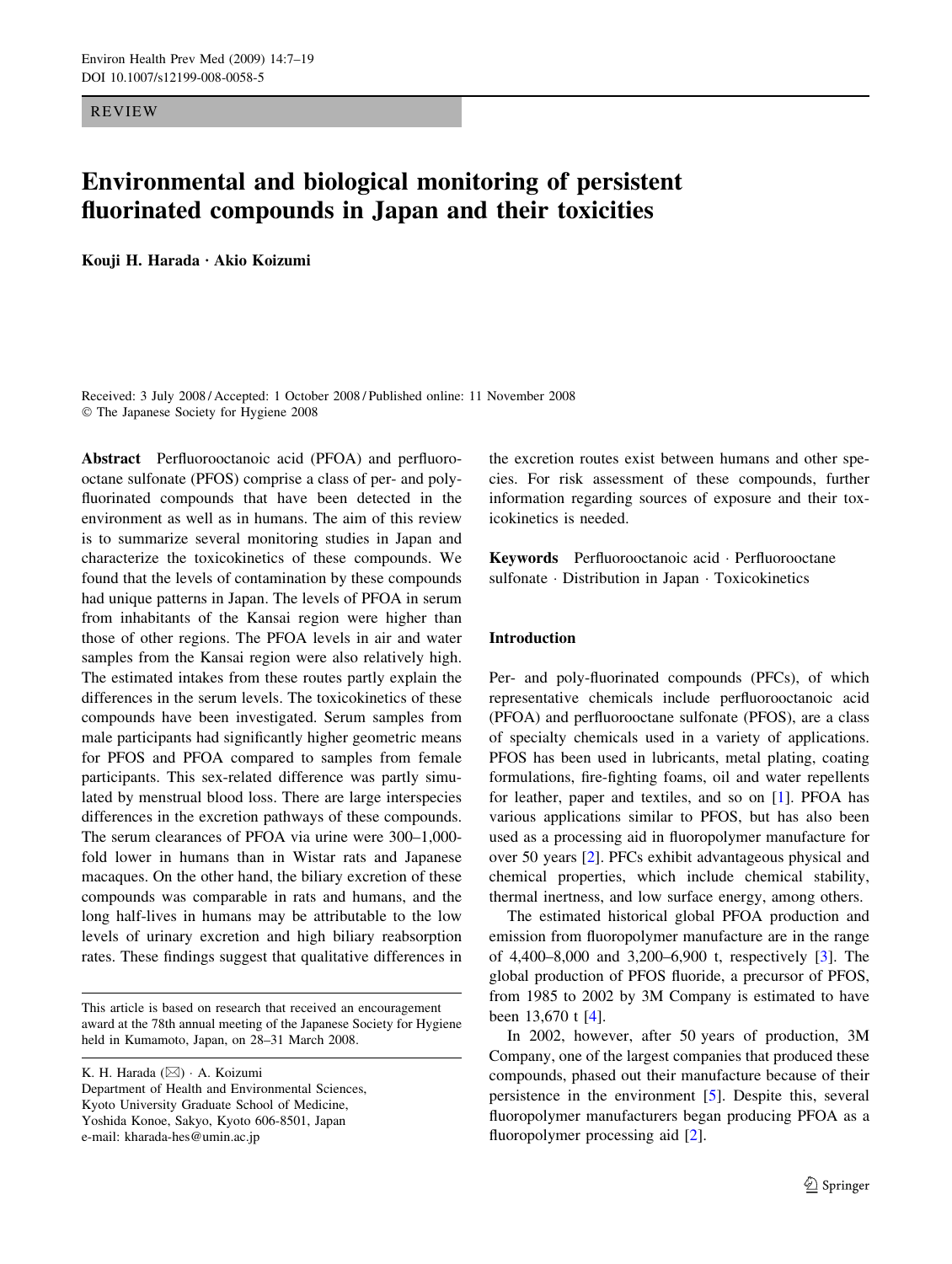REVIEW

# Environmental and biological monitoring of persistent fluorinated compounds in Japan and their toxicities

**Kouji H. Harada · Akio Koizumi**

Received: 3 July 2008 / Accepted: 1 October 2008 / Published online: 11 November 2008
© The Japanese Society for Hygiene 2008

**Abstract** Perfluorooctanoic acid (PFOA) and perfluorooctane sulfonate (PFOS) comprise a class of per- and polyfluorinated compounds that have been detected in the environment as well as in humans. The aim of this review is to summarize several monitoring studies in Japan and characterize the toxicokinetics of these compounds. We found that the levels of contamination by these compounds had unique patterns in Japan. The levels of PFOA in serum from inhabitants of the Kansai region were higher than those of other regions. The PFOA levels in air and water samples from the Kansai region were also relatively high. The estimated intakes from these routes partly explain the differences in the serum levels. The toxicokinetics of these compounds have been investigated. Serum samples from male participants had significantly higher geometric means for PFOS and PFOA compared to samples from female participants. This sex-related difference was partly simulated by menstrual blood loss. There are large interspecies differences in the excretion pathways of these compounds. The serum clearances of PFOA via urine were 300–1,000-fold lower in humans than in Wistar rats and Japanese macaques. On the other hand, the biliary excretion of these compounds was comparable in rats and humans, and the long half-lives in humans may be attributable to the low levels of urinary excretion and high biliary reabsorption rates. These findings suggest that qualitative differences in the excretion routes exist between humans and other species. For risk assessment of these compounds, further information regarding sources of exposure and their toxicokinetics is needed.

**Keywords** Perfluorooctanoic acid · Perfluorooctane sulfonate · Distribution in Japan · Toxicokinetics

This article is based on research that received an encouragement award at the 78th annual meeting of the Japanese Society for Hygiene held in Kumamoto, Japan, on 28–31 March 2008.

K. H. Harada (✉) · A. Koizumi
Department of Health and Environmental Sciences,
Kyoto University Graduate School of Medicine,
Yoshida Konoe, Sakyo, Kyoto 606-8501, Japan
e-mail: kharada-hes@umin.ac.jp

## Introduction

Per- and poly-fluorinated compounds (PFCs), of which representative chemicals include perfluorooctanoic acid (PFOA) and perfluorooctane sulfonate (PFOS), are a class of specialty chemicals used in a variety of applications. PFOS has been used in lubricants, metal plating, coating formulations, fire-fighting foams, oil and water repellents for leather, paper and textiles, and so on [1]. PFOA has various applications similar to PFOS, but has also been used as a processing aid in fluoropolymer manufacture for over 50 years [2]. PFCs exhibit advantageous physical and chemical properties, which include chemical stability, thermal inertness, and low surface energy, among others.

The estimated historical global PFOA production and emission from fluoropolymer manufacture are in the range of 4,400–8,000 and 3,200–6,900 t, respectively [3]. The global production of PFOS fluoride, a precursor of PFOS, from 1985 to 2002 by 3M Company is estimated to have been 13,670 t [4].

In 2002, however, after 50 years of production, 3M Company, one of the largest companies that produced these compounds, phased out their manufacture because of their persistence in the environment [5]. Despite this, several fluoropolymer manufacturers began producing PFOA as a fluoropolymer processing aid [2].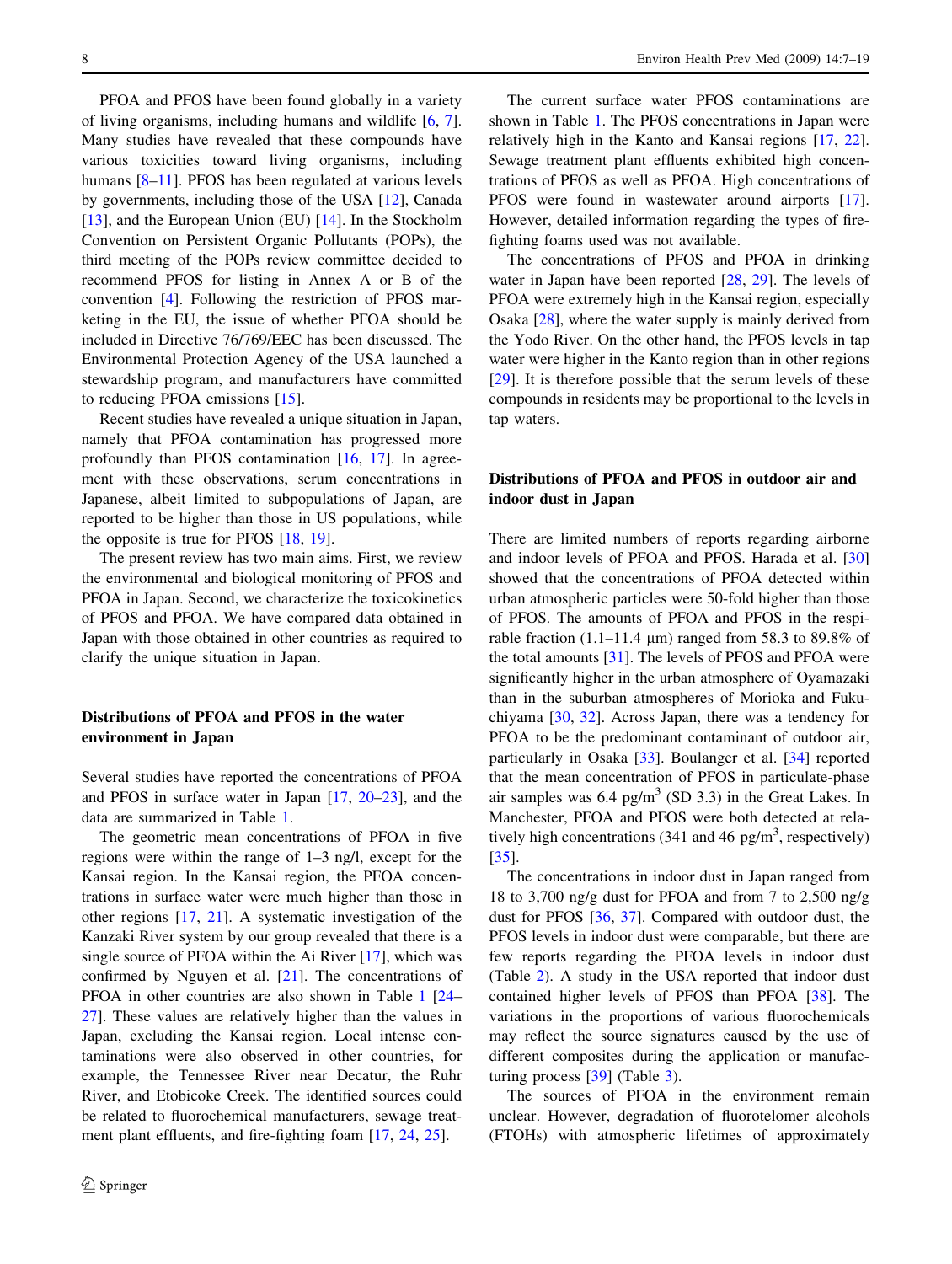PFOA and PFOS have been found globally in a variety of living organisms, including humans and wildlife [6, 7]. Many studies have revealed that these compounds have various toxicities toward living organisms, including humans [8–11]. PFOS has been regulated at various levels by governments, including those of the USA [12], Canada [13], and the European Union (EU) [14]. In the Stockholm Convention on Persistent Organic Pollutants (POPs), the third meeting of the POPs review committee decided to recommend PFOS for listing in Annex A or B of the convention [4]. Following the restriction of PFOS marketing in the EU, the issue of whether PFOA should be included in Directive 76/769/EEC has been discussed. The Environmental Protection Agency of the USA launched a stewardship program, and manufacturers have committed to reducing PFOA emissions [15].

Recent studies have revealed a unique situation in Japan, namely that PFOA contamination has progressed more profoundly than PFOS contamination [16, 17]. In agreement with these observations, serum concentrations in Japanese, albeit limited to subpopulations of Japan, are reported to be higher than those in US populations, while the opposite is true for PFOS [18, 19].

The present review has two main aims. First, we review the environmental and biological monitoring of PFOS and PFOA in Japan. Second, we characterize the toxicokinetics of PFOS and PFOA. We have compared data obtained in Japan with those obtained in other countries as required to clarify the unique situation in Japan.

## Distributions of PFOA and PFOS in the water environment in Japan

Several studies have reported the concentrations of PFOA and PFOS in surface water in Japan [17, 20–23], and the data are summarized in Table 1.

The geometric mean concentrations of PFOA in five regions were within the range of 1–3 ng/l, except for the Kansai region. In the Kansai region, the PFOA concentrations in surface water were much higher than those in other regions [17, 21]. A systematic investigation of the Kanzaki River system by our group revealed that there is a single source of PFOA within the Ai River [17], which was confirmed by Nguyen et al. [21]. The concentrations of PFOA in other countries are also shown in Table 1 [24–27]. These values are relatively higher than the values in Japan, excluding the Kansai region. Local intense contaminations were also observed in other countries, for example, the Tennessee River near Decatur, the Ruhr River, and Etobicoke Creek. The identified sources could be related to fluorochemical manufacturers, sewage treatment plant effluents, and fire-fighting foam [17, 24, 25].

The current surface water PFOS contaminations are shown in Table 1. The PFOS concentrations in Japan were relatively high in the Kanto and Kansai regions [17, 22]. Sewage treatment plant effluents exhibited high concentrations of PFOS as well as PFOA. High concentrations of PFOS were found in wastewater around airports [17]. However, detailed information regarding the types of fire-fighting foams used was not available.

The concentrations of PFOS and PFOA in drinking water in Japan have been reported [28, 29]. The levels of PFOA were extremely high in the Kansai region, especially Osaka [28], where the water supply is mainly derived from the Yodo River. On the other hand, the PFOS levels in tap water were higher in the Kanto region than in other regions [29]. It is therefore possible that the serum levels of these compounds in residents may be proportional to the levels in tap waters.

## Distributions of PFOA and PFOS in outdoor air and indoor dust in Japan

There are limited numbers of reports regarding airborne and indoor levels of PFOA and PFOS. Harada et al. [30] showed that the concentrations of PFOA detected within urban atmospheric particles were 50-fold higher than those of PFOS. The amounts of PFOA and PFOS in the respirable fraction (1.1–11.4 μm) ranged from 58.3 to 89.8% of the total amounts [31]. The levels of PFOS and PFOA were significantly higher in the urban atmosphere of Oyamazaki than in the suburban atmospheres of Morioka and Fukuchiyama [30, 32]. Across Japan, there was a tendency for PFOA to be the predominant contaminant of outdoor air, particularly in Osaka [33]. Boulanger et al. [34] reported that the mean concentration of PFOS in particulate-phase air samples was 6.4 pg/m$^3$ (SD 3.3) in the Great Lakes. In Manchester, PFOA and PFOS were both detected at relatively high concentrations (341 and 46 pg/m$^3$, respectively) [35].

The concentrations in indoor dust in Japan ranged from 18 to 3,700 ng/g dust for PFOA and from 7 to 2,500 ng/g dust for PFOS [36, 37]. Compared with outdoor dust, the PFOS levels in indoor dust were comparable, but there are few reports regarding the PFOA levels in indoor dust (Table 2). A study in the USA reported that indoor dust contained higher levels of PFOS than PFOA [38]. The variations in the proportions of various fluorochemicals may reflect the source signatures caused by the use of different composites during the application or manufacturing process [39] (Table 3).

The sources of PFOA in the environment remain unclear. However, degradation of fluorotelomer alcohols (FTOHs) with atmospheric lifetimes of approximately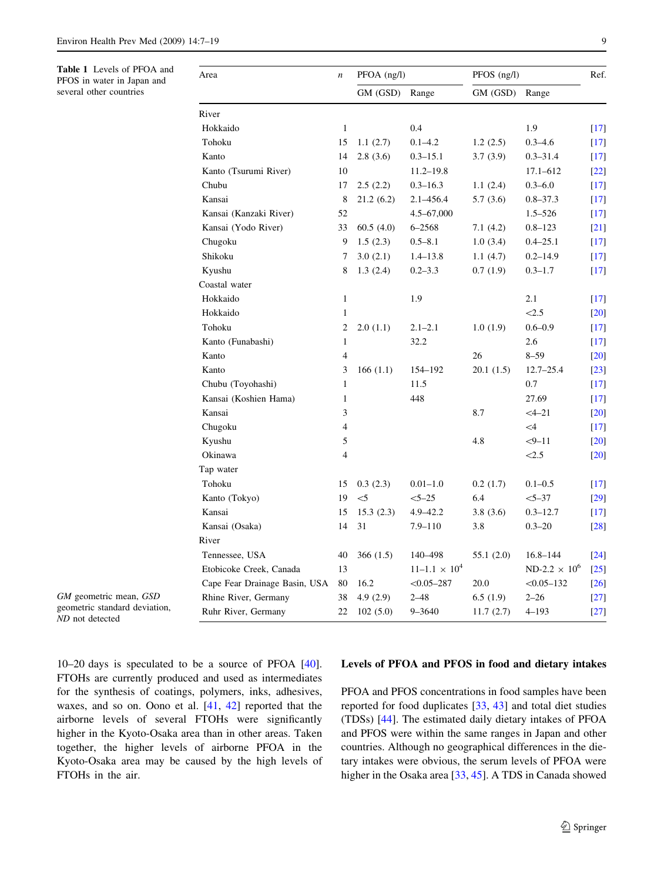**Table 1** Levels of PFOA and PFOS in water in Japan and several other countries

| Area | *n* | PFOA (ng/l) | | PFOS (ng/l) | | Ref. |
|---|---|---|---|---|---|---|
| | | GM (GSD) | Range | GM (GSD) | Range | |
| River | | | | | | |
| Hokkaido | 1 | | 0.4 | | 1.9 | [17] |
| Tohoku | 15 | 1.1 (2.7) | 0.1–4.2 | 1.2 (2.5) | 0.3–4.6 | [17] |
| Kanto | 14 | 2.8 (3.6) | 0.3–15.1 | 3.7 (3.9) | 0.3–31.4 | [17] |
| Kanto (Tsurumi River) | 10 | | 11.2–19.8 | | 17.1–612 | [22] |
| Chubu | 17 | 2.5 (2.2) | 0.3–16.3 | 1.1 (2.4) | 0.3–6.0 | [17] |
| Kansai | 8 | 21.2 (6.2) | 2.1–456.4 | 5.7 (3.6) | 0.8–37.3 | [17] |
| Kansai (Kanzaki River) | 52 | | 4.5–67,000 | | 1.5–526 | [17] |
| Kansai (Yodo River) | 33 | 60.5 (4.0) | 6–2568 | 7.1 (4.2) | 0.8–123 | [21] |
| Chugoku | 9 | 1.5 (2.3) | 0.5–8.1 | 1.0 (3.4) | 0.4–25.1 | [17] |
| Shikoku | 7 | 3.0 (2.1) | 1.4–13.8 | 1.1 (4.7) | 0.2–14.9 | [17] |
| Kyushu | 8 | 1.3 (2.4) | 0.2–3.3 | 0.7 (1.9) | 0.3–1.7 | [17] |
| Coastal water | | | | | | |
| Hokkaido | 1 | | 1.9 | | 2.1 | [17] |
| Hokkaido | 1 | | | | <2.5 | [20] |
| Tohoku | 2 | 2.0 (1.1) | 2.1–2.1 | 1.0 (1.9) | 0.6–0.9 | [17] |
| Kanto (Funabashi) | 1 | | 32.2 | | 2.6 | [17] |
| Kanto | 4 | | | 26 | 8–59 | [20] |
| Kanto | 3 | 166 (1.1) | 154–192 | 20.1 (1.5) | 12.7–25.4 | [23] |
| Chubu (Toyohashi) | 1 | | 11.5 | | 0.7 | [17] |
| Kansai (Koshien Hama) | 1 | | 448 | | 27.69 | [17] |
| Kansai | 3 | | | 8.7 | <4–21 | [20] |
| Chugoku | 4 | | | | <4 | [17] |
| Kyushu | 5 | | | 4.8 | <9–11 | [20] |
| Okinawa | 4 | | | | <2.5 | [20] |
| Tap water | | | | | | |
| Tohoku | 15 | 0.3 (2.3) | 0.01–1.0 | 0.2 (1.7) | 0.1–0.5 | [17] |
| Kanto (Tokyo) | 19 | <5 | <5–25 | 6.4 | <5–37 | [29] |
| Kansai | 15 | 15.3 (2.3) | 4.9–42.2 | 3.8 (3.6) | 0.3–12.7 | [17] |
| Kansai (Osaka) | 14 | 31 | 7.9–110 | 3.8 | 0.3–20 | [28] |
| River | | | | | | |
| Tennessee, USA | 40 | 366 (1.5) | 140–498 | 55.1 (2.0) | 16.8–144 | [24] |
| Etobicoke Creek, Canada | 13 | | 11–1.1 × $10^4$ | | ND-2.2 × $10^6$ | [25] |
| Cape Fear Drainage Basin, USA | 80 | 16.2 | <0.05–287 | 20.0 | <0.05–132 | [26] |
| Rhine River, Germany | 38 | 4.9 (2.9) | 2–48 | 6.5 (1.9) | 2–26 | [27] |
| Ruhr River, Germany | 22 | 102 (5.0) | 9–3640 | 11.7 (2.7) | 4–193 | [27] |

*GM* geometric mean, *GSD* geometric standard deviation, *ND* not detected

10–20 days is speculated to be a source of PFOA [40]. FTOHs are currently produced and used as intermediates for the synthesis of coatings, polymers, inks, adhesives, waxes, and so on. Oono et al. [41, 42] reported that the airborne levels of several FTOHs were significantly higher in the Kyoto-Osaka area than in other areas. Taken together, the higher levels of airborne PFOA in the Kyoto-Osaka area may be caused by the high levels of FTOHs in the air.

## Levels of PFOA and PFOS in food and dietary intakes

PFOA and PFOS concentrations in food samples have been reported for food duplicates [33, 43] and total diet studies (TDSs) [44]. The estimated daily dietary intakes of PFOA and PFOS were within the same ranges in Japan and other countries. Although no geographical differences in the dietary intakes were obvious, the serum levels of PFOA were higher in the Osaka area [33, 45]. A TDS in Canada showed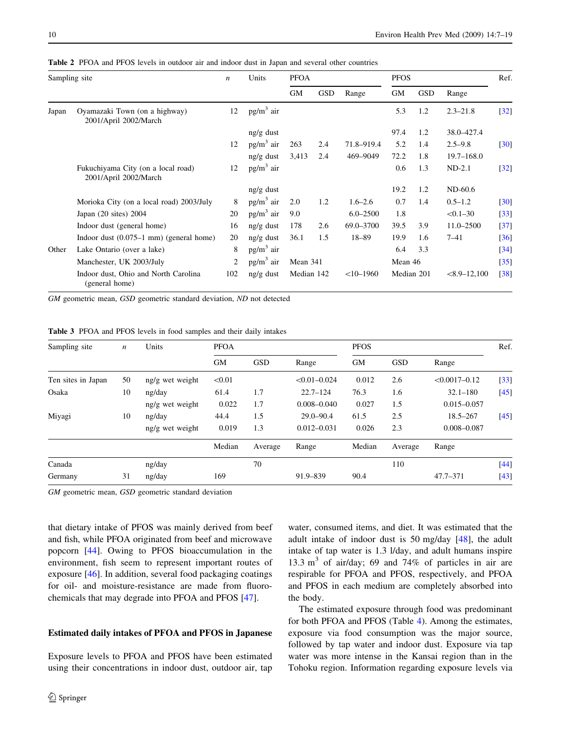**Table 2** PFOA and PFOS levels in outdoor air and indoor dust in Japan and several other countries

| Sampling site | | *n* | Units | PFOA | | | PFOS | | | Ref. |
|---|---|---|---|---|---|---|---|---|---|---|
| | | | | GM | GSD | Range | GM | GSD | Range | |
| Japan | Oyamazaki Town (on a highway) 2001/April 2002/March | 12 | pg/m$^3$ air | | | | 5.3 | 1.2 | 2.3–21.8 | [32] |
| | | | ng/g dust | | | | 97.4 | 1.2 | 38.0–427.4 | |
| | | 12 | pg/m$^3$ air | 263 | 2.4 | 71.8–919.4 | 5.2 | 1.4 | 2.5–9.8 | [30] |
| | | | ng/g dust | 3,413 | 2.4 | 469–9049 | 72.2 | 1.8 | 19.7–168.0 | |
| | Fukuchiyama City (on a local road) 2001/April 2002/March | 12 | pg/m$^3$ air | | | | 0.6 | 1.3 | ND-2.1 | [32] |
| | | | ng/g dust | | | | 19.2 | 1.2 | ND-60.6 | |
| | Morioka City (on a local road) 2003/July | 8 | pg/m$^3$ air | 2.0 | 1.2 | 1.6–2.6 | 0.7 | 1.4 | 0.5–1.2 | [30] |
| | Japan (20 sites) 2004 | 20 | pg/m$^3$ air | 9.0 | | 6.0–2500 | 1.8 | | <0.1–30 | [33] |
| | Indoor dust (general home) | 16 | ng/g dust | 178 | 2.6 | 69.0–3700 | 39.5 | 3.9 | 11.0–2500 | [37] |
| | Indoor dust (0.075–1 mm) (general home) | 20 | ng/g dust | 36.1 | 1.5 | 18–89 | 19.9 | 1.6 | 7–41 | [36] |
| Other | Lake Ontario (over a lake) | 8 | pg/m$^3$ air | | | | 6.4 | 3.3 | | [34] |
| | Manchester, UK 2003/July | 2 | pg/m$^3$ air | Mean 341 | | | Mean 46 | | | [35] |
| | Indoor dust, Ohio and North Carolina (general home) | 102 | ng/g dust | Median 142 | | <10–1960 | Median 201 | | <8.9–12,100 | [38] |

*GM* geometric mean, *GSD* geometric standard deviation, *ND* not detected

**Table 3** PFOA and PFOS levels in food samples and their daily intakes

| Sampling site | *n* | Units | PFOA | | | PFOS | | | Ref. |
|---|---|---|---|---|---|---|---|---|---|
| | | | GM | GSD | Range | GM | GSD | Range | |
| Ten sites in Japan | 50 | ng/g wet weight | <0.01 | | <0.01–0.024 | 0.012 | 2.6 | <0.0017–0.12 | [33] |
| Osaka | 10 | ng/day | 61.4 | 1.7 | 22.7–124 | 76.3 | 1.6 | 32.1–180 | [45] |
| | | ng/g wet weight | 0.022 | 1.7 | 0.008–0.040 | 0.027 | 1.5 | 0.015–0.057 | |
| Miyagi | 10 | ng/day | 44.4 | 1.5 | 29.0–90.4 | 61.5 | 2.5 | 18.5–267 | [45] |
| | | ng/g wet weight | 0.019 | 1.3 | 0.012–0.031 | 0.026 | 2.3 | 0.008–0.087 | |
| | | | Median | Average | Range | Median | Average | Range | |
| Canada | | ng/day | | 70 | | | 110 | | [44] |
| Germany | 31 | ng/day | 169 | | 91.9–839 | 90.4 | | 47.7–371 | [43] |

*GM* geometric mean, *GSD* geometric standard deviation

that dietary intake of PFOS was mainly derived from beef and fish, while PFOA originated from beef and microwave popcorn [44]. Owing to PFOS bioaccumulation in the environment, fish seem to represent important routes of exposure [46]. In addition, several food packaging coatings for oil- and moisture-resistance are made from fluorochemicals that may degrade into PFOA and PFOS [47].

## Estimated daily intakes of PFOA and PFOS in Japanese

Exposure levels to PFOA and PFOS have been estimated using their concentrations in indoor dust, outdoor air, tap water, consumed items, and diet. It was estimated that the adult intake of indoor dust is 50 mg/day [48], the adult intake of tap water is 1.3 l/day, and adult humans inspire 13.3 m$^3$ of air/day; 69 and 74% of particles in air are respirable for PFOA and PFOS, respectively, and PFOA and PFOS in each medium are completely absorbed into the body.

The estimated exposure through food was predominant for both PFOA and PFOS (Table 4). Among the estimates, exposure via food consumption was the major source, followed by tap water and indoor dust. Exposure via tap water was more intense in the Kansai region than in the Tohoku region. Information regarding exposure levels via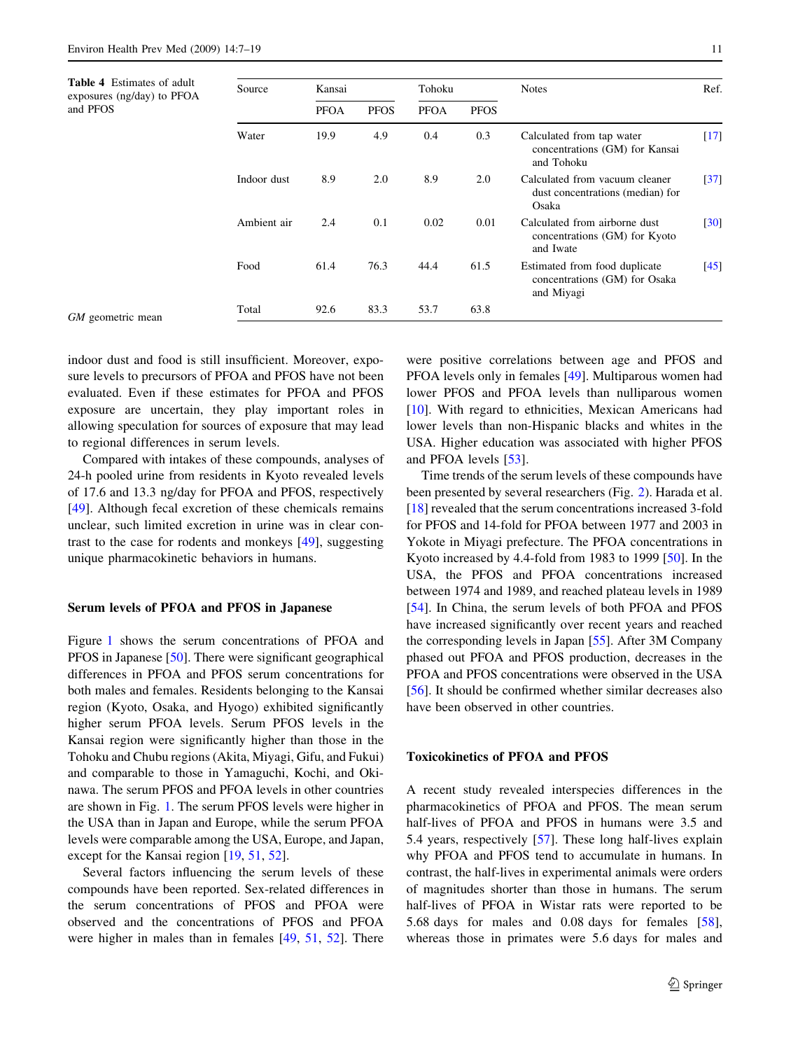**Table 4** Estimates of adult exposures (ng/day) to PFOA and PFOS

| Source | Kansai | | Tohoku | | Notes | Ref. |
|---|---|---|---|---|---|---|
| | PFOA | PFOS | PFOA | PFOS | | |
| Water | 19.9 | 4.9 | 0.4 | 0.3 | Calculated from tap water concentrations (GM) for Kansai and Tohoku | [17] |
| Indoor dust | 8.9 | 2.0 | 8.9 | 2.0 | Calculated from vacuum cleaner dust concentrations (median) for Osaka | [37] |
| Ambient air | 2.4 | 0.1 | 0.02 | 0.01 | Calculated from airborne dust concentrations (GM) for Kyoto and Iwate | [30] |
| Food | 61.4 | 76.3 | 44.4 | 61.5 | Estimated from food duplicate concentrations (GM) for Osaka and Miyagi | [45] |
| Total | 92.6 | 83.3 | 53.7 | 63.8 | | |

*GM* geometric mean

indoor dust and food is still insufficient. Moreover, exposure levels to precursors of PFOA and PFOS have not been evaluated. Even if these estimates for PFOA and PFOS exposure are uncertain, they play important roles in allowing speculation for sources of exposure that may lead to regional differences in serum levels.

Compared with intakes of these compounds, analyses of 24-h pooled urine from residents in Kyoto revealed levels of 17.6 and 13.3 ng/day for PFOA and PFOS, respectively [49]. Although fecal excretion of these chemicals remains unclear, such limited excretion in urine was in clear contrast to the case for rodents and monkeys [49], suggesting unique pharmacokinetic behaviors in humans.

### Serum levels of PFOA and PFOS in Japanese

Figure 1 shows the serum concentrations of PFOA and PFOS in Japanese [50]. There were significant geographical differences in PFOA and PFOS serum concentrations for both males and females. Residents belonging to the Kansai region (Kyoto, Osaka, and Hyogo) exhibited significantly higher serum PFOA levels. Serum PFOS levels in the Kansai region were significantly higher than those in the Tohoku and Chubu regions (Akita, Miyagi, Gifu, and Fukui) and comparable to those in Yamaguchi, Kochi, and Okinawa. The serum PFOS and PFOA levels in other countries are shown in Fig. 1. The serum PFOS levels were higher in the USA than in Japan and Europe, while the serum PFOA levels were comparable among the USA, Europe, and Japan, except for the Kansai region [19, 51, 52].

Several factors influencing the serum levels of these compounds have been reported. Sex-related differences in the serum concentrations of PFOS and PFOA were observed and the concentrations of PFOS and PFOA were higher in males than in females [49, 51, 52]. There were positive correlations between age and PFOS and PFOA levels only in females [49]. Multiparous women had lower PFOS and PFOA levels than nulliparous women [10]. With regard to ethnicities, Mexican Americans had lower levels than non-Hispanic blacks and whites in the USA. Higher education was associated with higher PFOS and PFOA levels [53].

Time trends of the serum levels of these compounds have been presented by several researchers (Fig. 2). Harada et al. [18] revealed that the serum concentrations increased 3-fold for PFOS and 14-fold for PFOA between 1977 and 2003 in Yokote in Miyagi prefecture. The PFOA concentrations in Kyoto increased by 4.4-fold from 1983 to 1999 [50]. In the USA, the PFOS and PFOA concentrations increased between 1974 and 1989, and reached plateau levels in 1989 [54]. In China, the serum levels of both PFOA and PFOS have increased significantly over recent years and reached the corresponding levels in Japan [55]. After 3M Company phased out PFOA and PFOS production, decreases in the PFOA and PFOS concentrations were observed in the USA [56]. It should be confirmed whether similar decreases also have been observed in other countries.

### Toxicokinetics of PFOA and PFOS

A recent study revealed interspecies differences in the pharmacokinetics of PFOA and PFOS. The mean serum half-lives of PFOA and PFOS in humans were 3.5 and 5.4 years, respectively [57]. These long half-lives explain why PFOA and PFOS tend to accumulate in humans. In contrast, the half-lives in experimental animals were orders of magnitudes shorter than those in humans. The serum half-lives of PFOA in Wistar rats were reported to be 5.68 days for males and 0.08 days for females [58], whereas those in primates were 5.6 days for males and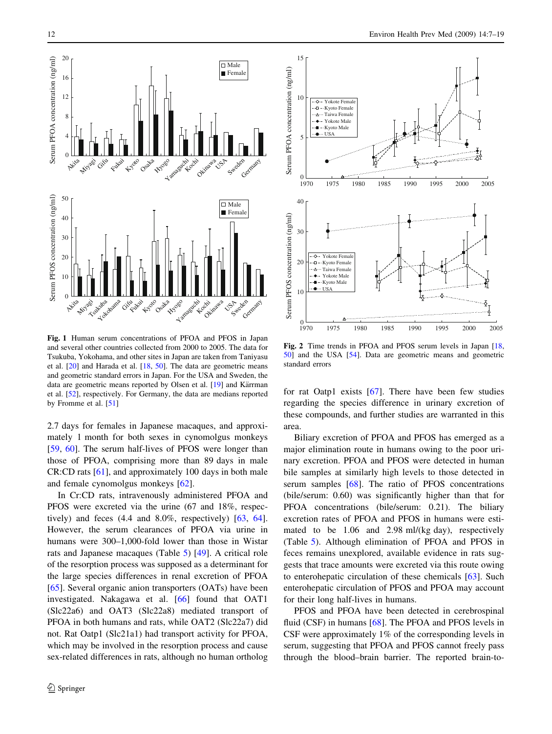Fig. 1 Human serum concentrations of PFOA and PFOS in Japan and several other countries collected from 2000 to 2005. The data for Tsukuba, Yokohama, and other sites in Japan are taken from Taniyasu et al. [20] and Harada et al. [18, 50]. The data are geometric means and geometric standard errors in Japan. For the USA and Sweden, the data are geometric means reported by Olsen et al. [19] and Kärrman et al. [52], respectively. For Germany, the data are medians reported by Fromme et al. [51]

Fig. 2 Time trends in PFOA and PFOS serum levels in Japan [18, 50] and the USA [54]. Data are geometric means and geometric standard errors

2.7 days for females in Japanese macaques, and approximately 1 month for both sexes in cynomolgus monkeys [59, 60]. The serum half-lives of PFOS were longer than those of PFOA, comprising more than 89 days in male CR:CD rats [61], and approximately 100 days in both male and female cynomolgus monkeys [62].

In Cr:CD rats, intravenously administered PFOA and PFOS were excreted via the urine (67 and 18%, respectively) and feces (4.4 and 8.0%, respectively) [63, 64]. However, the serum clearances of PFOA via urine in humans were 300–1,000-fold lower than those in Wistar rats and Japanese macaques (Table 5) [49]. A critical role of the resorption process was supposed as a determinant for the large species differences in renal excretion of PFOA [65]. Several organic anion transporters (OATs) have been investigated. Nakagawa et al. [66] found that OAT1 (Slc22a6) and OAT3 (Slc22a8) mediated transport of PFOA in both humans and rats, while OAT2 (Slc22a7) did not. Rat Oatp1 (Slc21a1) had transport activity for PFOA, which may be involved in the resorption process and cause sex-related differences in rats, although no human ortholog for rat Oatp1 exists [67]. There have been few studies regarding the species difference in urinary excretion of these compounds, and further studies are warranted in this area.

Biliary excretion of PFOA and PFOS has emerged as a major elimination route in humans owing to the poor urinary excretion. PFOA and PFOS were detected in human bile samples at similarly high levels to those detected in serum samples [68]. The ratio of PFOS concentrations (bile/serum: 0.60) was significantly higher than that for PFOA concentrations (bile/serum: 0.21). The biliary excretion rates of PFOA and PFOS in humans were estimated to be 1.06 and 2.98 ml/(kg day), respectively (Table 5). Although elimination of PFOA and PFOS in feces remains unexplored, available evidence in rats suggests that trace amounts were excreted via this route owing to enterohepatic circulation of these chemicals [63]. Such enterohepatic circulation of PFOS and PFOA may account for their long half-lives in humans.

PFOS and PFOA have been detected in cerebrospinal fluid (CSF) in humans [68]. The PFOA and PFOS levels in CSF were approximately 1% of the corresponding levels in serum, suggesting that PFOA and PFOS cannot freely pass through the blood–brain barrier. The reported brain-to-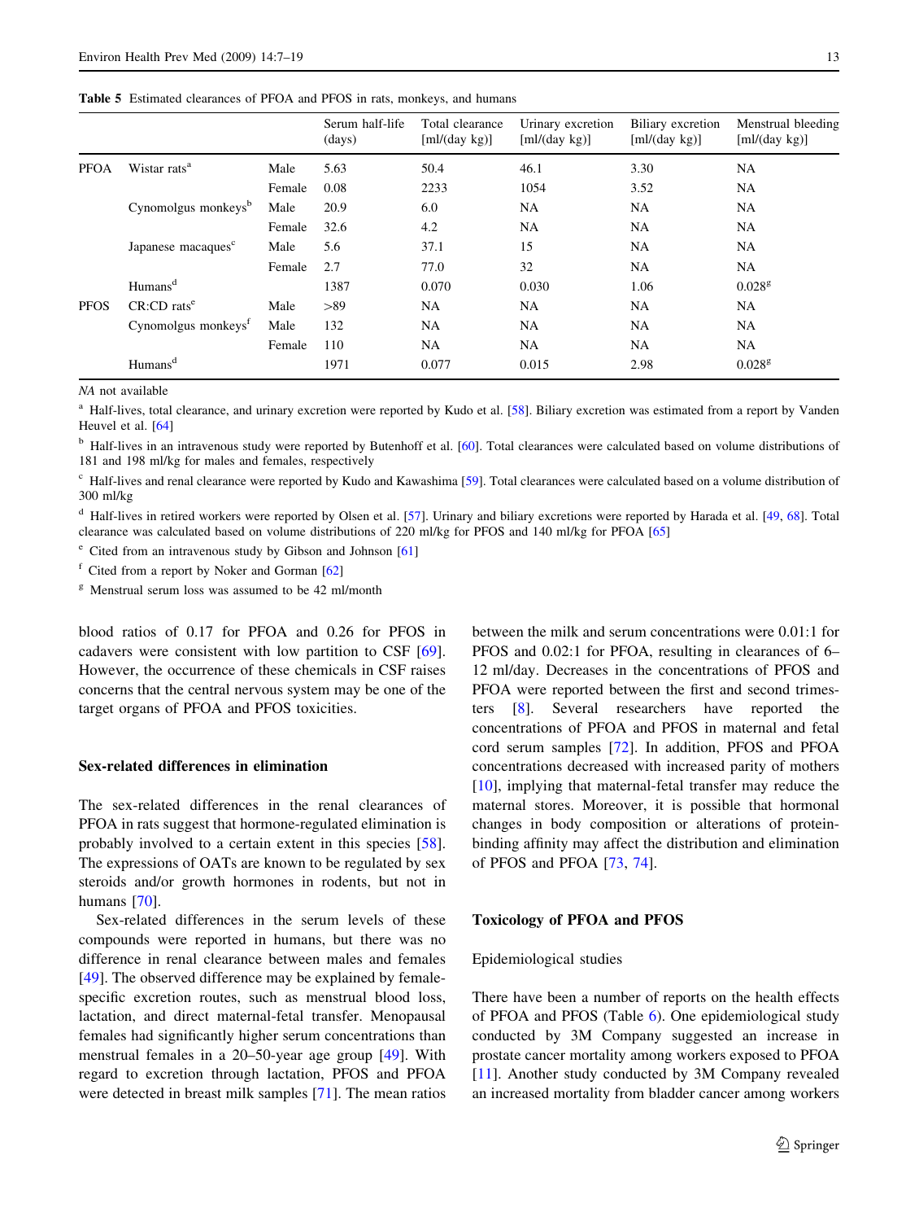Table 5 Estimated clearances of PFOA and PFOS in rats, monkeys, and humans

| | | | Serum half-life (days) | Total clearance [ml/(day kg)] | Urinary excretion [ml/(day kg)] | Biliary excretion [ml/(day kg)] | Menstrual bleeding [ml/(day kg)] |
|---|---|---|---|---|---|---|---|
| PFOA | Wistar rats[a] | Male | 5.63 | 50.4 | 46.1 | 3.30 | NA |
| | | Female | 0.08 | 2233 | 1054 | 3.52 | NA |
| | Cynomolgus monkeys[b] | Male | 20.9 | 6.0 | NA | NA | NA |
| | | Female | 32.6 | 4.2 | NA | NA | NA |
| | Japanese macaques[c] | Male | 5.6 | 37.1 | 15 | NA | NA |
| | | Female | 2.7 | 77.0 | 32 | NA | NA |
| | Humans[d] | | 1387 | 0.070 | 0.030 | 1.06 | 0.028[g] |
| PFOS | CR:CD rats[e] | Male | >89 | NA | NA | NA | NA |
| | Cynomolgus monkeys[f] | Male | 132 | NA | NA | NA | NA |
| | | Female | 110 | NA | NA | NA | NA |
| | Humans[d] | | 1971 | 0.077 | 0.015 | 2.98 | 0.028[g] |

*NA* not available

[a] Half-lives, total clearance, and urinary excretion were reported by Kudo et al. [58]. Biliary excretion was estimated from a report by Vanden Heuvel et al. [64]

[b] Half-lives in an intravenous study were reported by Butenhoff et al. [60]. Total clearances were calculated based on volume distributions of 181 and 198 ml/kg for males and females, respectively

[c] Half-lives and renal clearance were reported by Kudo and Kawashima [59]. Total clearances were calculated based on a volume distribution of 300 ml/kg

[d] Half-lives in retired workers were reported by Olsen et al. [57]. Urinary and biliary excretions were reported by Harada et al. [49, 68]. Total clearance was calculated based on volume distributions of 220 ml/kg for PFOS and 140 ml/kg for PFOA [65]

[e] Cited from an intravenous study by Gibson and Johnson [61]

[f] Cited from a report by Noker and Gorman [62]

[g] Menstrual serum loss was assumed to be 42 ml/month

blood ratios of 0.17 for PFOA and 0.26 for PFOS in cadavers were consistent with low partition to CSF [69]. However, the occurrence of these chemicals in CSF raises concerns that the central nervous system may be one of the target organs of PFOA and PFOS toxicities.

## Sex-related differences in elimination

The sex-related differences in the renal clearances of PFOA in rats suggest that hormone-regulated elimination is probably involved to a certain extent in this species [58]. The expressions of OATs are known to be regulated by sex steroids and/or growth hormones in rodents, but not in humans [70].

Sex-related differences in the serum levels of these compounds were reported in humans, but there was no difference in renal clearance between males and females [49]. The observed difference may be explained by female-specific excretion routes, such as menstrual blood loss, lactation, and direct maternal-fetal transfer. Menopausal females had significantly higher serum concentrations than menstrual females in a 20–50-year age group [49]. With regard to excretion through lactation, PFOS and PFOA were detected in breast milk samples [71]. The mean ratios between the milk and serum concentrations were 0.01:1 for PFOS and 0.02:1 for PFOA, resulting in clearances of 6–12 ml/day. Decreases in the concentrations of PFOS and PFOA were reported between the first and second trimesters [8]. Several researchers have reported the concentrations of PFOA and PFOS in maternal and fetal cord serum samples [72]. In addition, PFOS and PFOA concentrations decreased with increased parity of mothers [10], implying that maternal-fetal transfer may reduce the maternal stores. Moreover, it is possible that hormonal changes in body composition or alterations of protein-binding affinity may affect the distribution and elimination of PFOS and PFOA [73, 74].

## Toxicology of PFOA and PFOS

### Epidemiological studies

There have been a number of reports on the health effects of PFOA and PFOS (Table 6). One epidemiological study conducted by 3M Company suggested an increase in prostate cancer mortality among workers exposed to PFOA [11]. Another study conducted by 3M Company revealed an increased mortality from bladder cancer among workers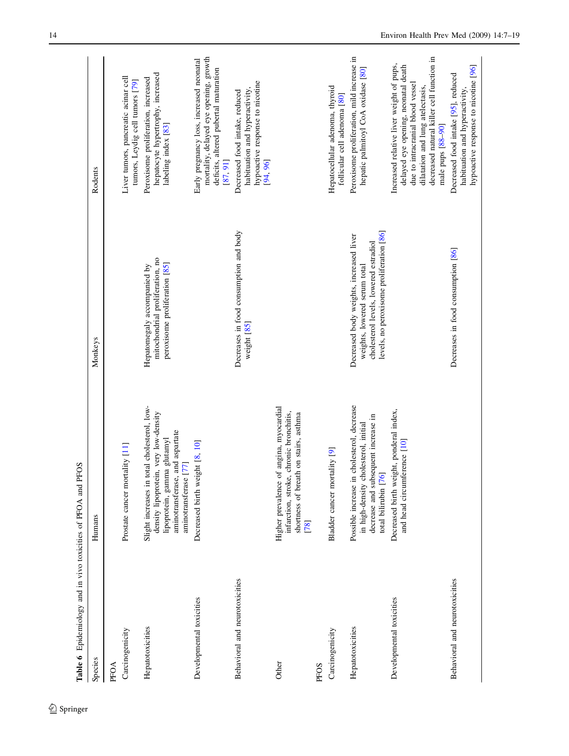**Table 6** Epidemiology and in vivo toxicities of PFOA and PFOS

| Species | Humans | Monkeys | Rodents |
| --- | --- | --- | --- |
| PFOA | | | |
| Carcinogenicity | Prostate cancer mortality [11] | | Liver tumors, pancreatic acinar cell tumors, Leydig cell tumors [79] |
| Hepatotoxicities | Slight increases in total cholesterol, low-density lipoprotein, very low-density lipoprotein, gamma glutamyl aminotransferase, and aspartate aminotransferase [77] | Hepatomegaly accompanied by mitochondrial proliferation, no peroxisome proliferation [85] | Peroxisome proliferation, increased hepatocyte hypertrophy, increased labeling index [83] |
| Developmental toxicities | Decreased birth weight [8, 10] | | Early pregnancy loss, increased neonatal mortality, delayed eye opening, growth deficits, altered pubertal maturation [87, 91] |
| Behavioral and neurotoxicities | | Decreases in food consumption and body weight [85] | Decreased food intake, reduced habituation and hyperactivity, hypoactive response to nicotine [94, 96] |
| Other | Higher prevalence of angina, myocardial infarction, stroke, chronic bronchitis, shortness of breath on stairs, asthma [78] | | |
| PFOS | | | |
| Carcinogenicity | Bladder cancer mortality [9] | | Hepatocellular adenoma, thyroid follicular cell adenoma [80] |
| Hepatotoxicities | Possible increase in cholesterol, decrease in high-density cholesterol, initial decrease and subsequent increase in total bilirubin [76] | Decreased body weights, increased liver weights, lowered serum total cholesterol levels, lowered estradiol levels, no peroxisome proliferation [86] | Peroxisome proliferation, mild increase in hepatic palmitoyl CoA oxidase [80] |
| Developmental toxicities | Decreased birth weight, ponderal index, and head circumference [10] | | Increased relative liver weight of pups, delayed eye opening, neonatal death due to intracranial blood vessel dilatation and lung atelectasis, decreased natural killer cell function in male pups [88–90] |
| Behavioral and neurotoxicities | | Decreases in food consumption [86] | Decreased food intake [95], reduced habituation and hyperactivity, hypoactive response to nicotine [96] |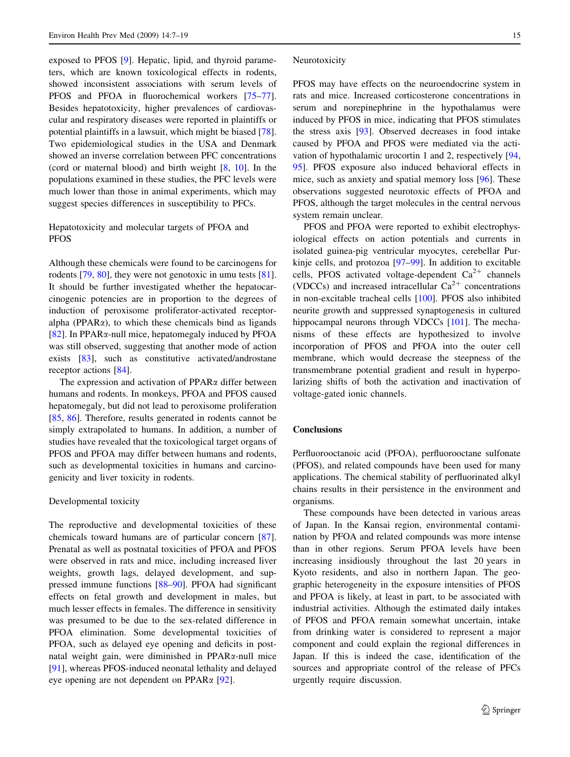exposed to PFOS [9]. Hepatic, lipid, and thyroid parameters, which are known toxicological effects in rodents, showed inconsistent associations with serum levels of PFOS and PFOA in fluorochemical workers [75–77]. Besides hepatotoxicity, higher prevalences of cardiovascular and respiratory diseases were reported in plaintiffs or potential plaintiffs in a lawsuit, which might be biased [78]. Two epidemiological studies in the USA and Denmark showed an inverse correlation between PFC concentrations (cord or maternal blood) and birth weight [8, 10]. In the populations examined in these studies, the PFC levels were much lower than those in animal experiments, which may suggest species differences in susceptibility to PFCs.

### Hepatotoxicity and molecular targets of PFOA and PFOS

Although these chemicals were found to be carcinogens for rodents [79, 80], they were not genotoxic in umu tests [81]. It should be further investigated whether the hepatocarcinogenic potencies are in proportion to the degrees of induction of peroxisome proliferator-activated receptor-alpha (PPARα), to which these chemicals bind as ligands [82]. In PPARα-null mice, hepatomegaly induced by PFOA was still observed, suggesting that another mode of action exists [83], such as constitutive activated/androstane receptor actions [84].

The expression and activation of PPARα differ between humans and rodents. In monkeys, PFOA and PFOS caused hepatomegaly, but did not lead to peroxisome proliferation [85, 86]. Therefore, results generated in rodents cannot be simply extrapolated to humans. In addition, a number of studies have revealed that the toxicological target organs of PFOS and PFOA may differ between humans and rodents, such as developmental toxicities in humans and carcinogenicity and liver toxicity in rodents.

### Developmental toxicity

The reproductive and developmental toxicities of these chemicals toward humans are of particular concern [87]. Prenatal as well as postnatal toxicities of PFOA and PFOS were observed in rats and mice, including increased liver weights, growth lags, delayed development, and suppressed immune functions [88–90]. PFOA had significant effects on fetal growth and development in males, but much lesser effects in females. The difference in sensitivity was presumed to be due to the sex-related difference in PFOA elimination. Some developmental toxicities of PFOA, such as delayed eye opening and deficits in postnatal weight gain, were diminished in PPARα-null mice [91], whereas PFOS-induced neonatal lethality and delayed eye opening are not dependent on PPARα [92].

### Neurotoxicity

PFOS may have effects on the neuroendocrine system in rats and mice. Increased corticosterone concentrations in serum and norepinephrine in the hypothalamus were induced by PFOS in mice, indicating that PFOS stimulates the stress axis [93]. Observed decreases in food intake caused by PFOA and PFOS were mediated via the activation of hypothalamic urocortin 1 and 2, respectively [94, 95]. PFOS exposure also induced behavioral effects in mice, such as anxiety and spatial memory loss [96]. These observations suggested neurotoxic effects of PFOA and PFOS, although the target molecules in the central nervous system remain unclear.

PFOS and PFOA were reported to exhibit electrophysiological effects on action potentials and currents in isolated guinea-pig ventricular myocytes, cerebellar Purkinje cells, and protozoa [97–99]. In addition to excitable cells, PFOS activated voltage-dependent $Ca^{2+}$ channels (VDCCs) and increased intracellular $Ca^{2+}$ concentrations in non-excitable tracheal cells [100]. PFOS also inhibited neurite growth and suppressed synaptogenesis in cultured hippocampal neurons through VDCCs [101]. The mechanisms of these effects are hypothesized to involve incorporation of PFOS and PFOA into the outer cell membrane, which would decrease the steepness of the transmembrane potential gradient and result in hyperpolarizing shifts of both the activation and inactivation of voltage-gated ionic channels.

## Conclusions

Perfluorooctanoic acid (PFOA), perfluorooctane sulfonate (PFOS), and related compounds have been used for many applications. The chemical stability of perfluorinated alkyl chains results in their persistence in the environment and organisms.

These compounds have been detected in various areas of Japan. In the Kansai region, environmental contamination by PFOA and related compounds was more intense than in other regions. Serum PFOA levels have been increasing insidiously throughout the last 20 years in Kyoto residents, and also in northern Japan. The geographic heterogeneity in the exposure intensities of PFOS and PFOA is likely, at least in part, to be associated with industrial activities. Although the estimated daily intakes of PFOS and PFOA remain somewhat uncertain, intake from drinking water is considered to represent a major component and could explain the regional differences in Japan. If this is indeed the case, identification of the sources and appropriate control of the release of PFCs urgently require discussion.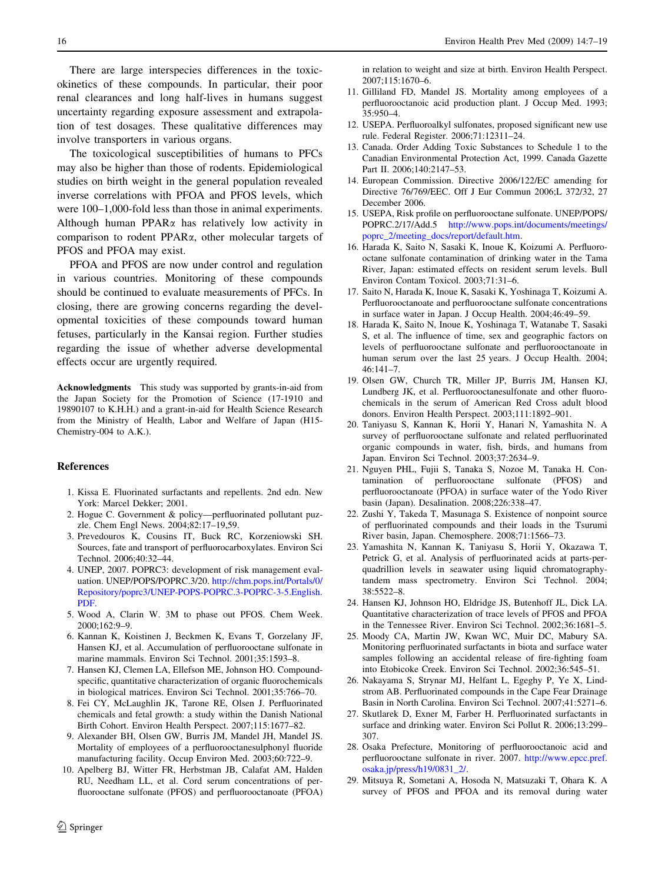There are large interspecies differences in the toxicokinetics of these compounds. In particular, their poor renal clearances and long half-lives in humans suggest uncertainty regarding exposure assessment and extrapolation of test dosages. These qualitative differences may involve transporters in various organs.

The toxicological susceptibilities of humans to PFCs may also be higher than those of rodents. Epidemiological studies on birth weight in the general population revealed inverse correlations with PFOA and PFOS levels, which were 100–1,000-fold less than those in animal experiments. Although human PPARα has relatively low activity in comparison to rodent PPARα, other molecular targets of PFOS and PFOA may exist.

PFOA and PFOS are now under control and regulation in various countries. Monitoring of these compounds should be continued to evaluate measurements of PFCs. In closing, there are growing concerns regarding the developmental toxicities of these compounds toward human fetuses, particularly in the Kansai region. Further studies regarding the issue of whether adverse developmental effects occur are urgently required.

**Acknowledgments** This study was supported by grants-in-aid from the Japan Society for the Promotion of Science (17-1910 and 19890107 to K.H.H.) and a grant-in-aid for Health Science Research from the Ministry of Health, Labor and Welfare of Japan (H15-Chemistry-004 to A.K.).

## References

1. Kissa E. Fluorinated surfactants and repellents. 2nd edn. New York: Marcel Dekker; 2001.
2. Hogue C. Government & policy—perfluorinated pollutant puzzle. Chem Engl News. 2004;82:17–19,59.
3. Prevedouros K, Cousins IT, Buck RC, Korzeniowski SH. Sources, fate and transport of perfluorocarboxylates. Environ Sci Technol. 2006;40:32–44.
4. UNEP, 2007. POPRC3: development of risk management evaluation. UNEP/POPS/POPRC.3/20. http://chm.pops.int/Portals/0/Repository/poprc3/UNEP-POPS-POPRC.3-5.English.PDF.
5. Wood A, Clarin W. 3M to phase out PFOS. Chem Week. 2000;162:9–9.
6. Kannan K, Koistinen J, Beckmen K, Evans T, Gorzelany JF, Hansen KJ, et al. Accumulation of perfluorooctane sulfonate in marine mammals. Environ Sci Technol. 2001;35:1593–8.
7. Hansen KJ, Clemen LA, Ellefson ME, Johnson HO. Compound-specific, quantitative characterization of organic fluorochemicals in biological matrices. Environ Sci Technol. 2001;35:766–70.
8. Fei CY, McLaughlin JK, Tarone RE, Olsen J. Perfluorinated chemicals and fetal growth: a study within the Danish National Birth Cohort. Environ Health Perspect. 2007;115:1677–82.
9. Alexander BH, Olsen GW, Burris JM, Mandel JH, Mandel JS. Mortality of employees of a perfluorooctanesulphonyl fluoride manufacturing facility. Occup Environ Med. 2003;60:722–9.
10. Apelberg BJ, Witter FR, Herbstman JB, Calafat AM, Halden RU, Needham LL, et al. Cord serum concentrations of perfluorooctane sulfonate (PFOS) and perfluorooctanoate (PFOA) in relation to weight and size at birth. Environ Health Perspect. 2007;115:1670–6.
11. Gilliland FD, Mandel JS. Mortality among employees of a perfluorooctanoic acid production plant. J Occup Med. 1993; 35:950–4.
12. USEPA. Perfluoroalkyl sulfonates, proposed significant new use rule. Federal Register. 2006;71:12311–24.
13. Canada. Order Adding Toxic Substances to Schedule 1 to the Canadian Environmental Protection Act, 1999. Canada Gazette Part II. 2006;140:2147–53.
14. European Commission. Directive 2006/122/EC amending for Directive 76/769/EEC. Off J Eur Commun 2006;L 372/32, 27 December 2006.
15. USEPA, Risk profile on perfluorooctane sulfonate. UNEP/POPS/POPRC.2/17/Add.5 http://www.pops.int/documents/meetings/poprc_2/meeting_docs/report/default.htm.
16. Harada K, Saito N, Sasaki K, Inoue K, Koizumi A. Perfluorooctane sulfonate contamination of drinking water in the Tama River, Japan: estimated effects on resident serum levels. Bull Environ Contam Toxicol. 2003;71:31–6.
17. Saito N, Harada K, Inoue K, Sasaki K, Yoshinaga T, Koizumi A. Perfluorooctanoate and perfluorooctane sulfonate concentrations in surface water in Japan. J Occup Health. 2004;46:49–59.
18. Harada K, Saito N, Inoue K, Yoshinaga T, Watanabe T, Sasaki S, et al. The influence of time, sex and geographic factors on levels of perfluorooctane sulfonate and perfluorooctanoate in human serum over the last 25 years. J Occup Health. 2004; 46:141–7.
19. Olsen GW, Church TR, Miller JP, Burris JM, Hansen KJ, Lundberg JK, et al. Perfluorooctanesulfonate and other fluorochemicals in the serum of American Red Cross adult blood donors. Environ Health Perspect. 2003;111:1892–901.
20. Taniyasu S, Kannan K, Horii Y, Hanari N, Yamashita N. A survey of perfluorooctane sulfonate and related perfluorinated organic compounds in water, fish, birds, and humans from Japan. Environ Sci Technol. 2003;37:2634–9.
21. Nguyen PHL, Fujii S, Tanaka S, Nozoe M, Tanaka H. Contamination of perfluorooctane sulfonate (PFOS) and perfluorooctanoate (PFOA) in surface water of the Yodo River basin (Japan). Desalination. 2008;226:338–47.
22. Zushi Y, Takeda T, Masunaga S. Existence of nonpoint source of perfluorinated compounds and their loads in the Tsurumi River basin, Japan. Chemosphere. 2008;71:1566–73.
23. Yamashita N, Kannan K, Taniyasu S, Horii Y, Okazawa T, Petrick G, et al. Analysis of perfluorinated acids at parts-per-quadrillion levels in seawater using liquid chromatography-tandem mass spectrometry. Environ Sci Technol. 2004; 38:5522–8.
24. Hansen KJ, Johnson HO, Eldridge JS, Butenhoff JL, Dick LA. Quantitative characterization of trace levels of PFOS and PFOA in the Tennessee River. Environ Sci Technol. 2002;36:1681–5.
25. Moody CA, Martin JW, Kwan WC, Muir DC, Mabury SA. Monitoring perfluorinated surfactants in biota and surface water samples following an accidental release of fire-fighting foam into Etobicoke Creek. Environ Sci Technol. 2002;36:545–51.
26. Nakayama S, Strynar MJ, Helfant L, Egeghy P, Ye X, Lindstrom AB. Perfluorinated compounds in the Cape Fear Drainage Basin in North Carolina. Environ Sci Technol. 2007;41:5271–6.
27. Skutlarek D, Exner M, Farber H. Perfluorinated surfactants in surface and drinking water. Environ Sci Pollut R. 2006;13:299–307.
28. Osaka Prefecture, Monitoring of perfluorooctanoic acid and perfluorooctane sulfonate in river. 2007. http://www.epcc.pref.osaka.jp/press/h19/0831_2/.
29. Mitsuya R, Sometani A, Hosoda N, Matsuzaki T, Ohara K. A survey of PFOS and PFOA and its removal during water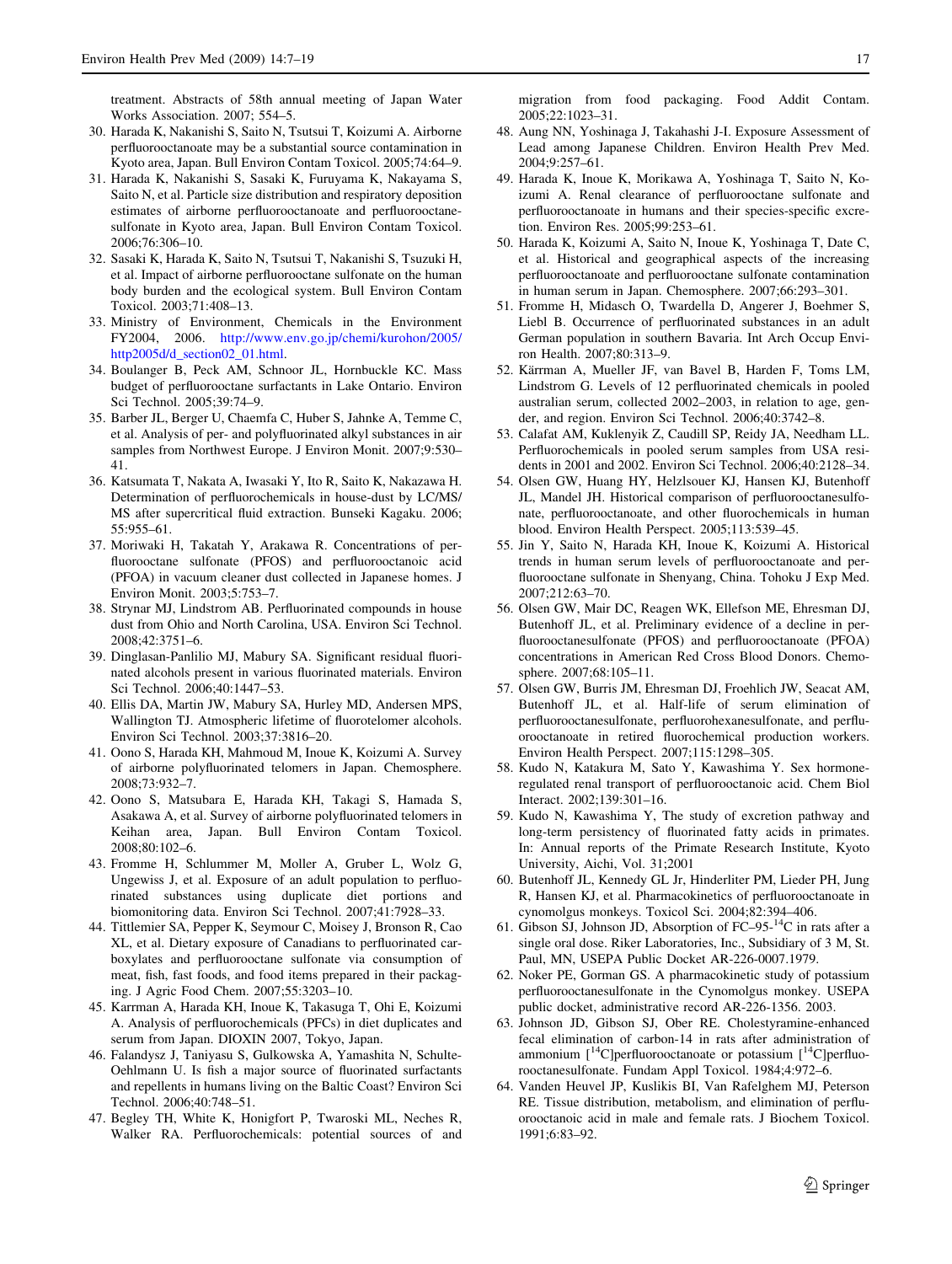treatment. Abstracts of 58th annual meeting of Japan Water Works Association. 2007; 554–5.

30. Harada K, Nakanishi S, Saito N, Tsutsui T, Koizumi A. Airborne perfluorooctanoate may be a substantial source contamination in Kyoto area, Japan. Bull Environ Contam Toxicol. 2005;74:64–9.
31. Harada K, Nakanishi S, Sasaki K, Furuyama K, Nakayama S, Saito N, et al. Particle size distribution and respiratory deposition estimates of airborne perfluorooctanoate and perfluorooctanesulfonate in Kyoto area, Japan. Bull Environ Contam Toxicol. 2006;76:306–10.
32. Sasaki K, Harada K, Saito N, Tsutsui T, Nakanishi S, Tsuzuki H, et al. Impact of airborne perfluorooctane sulfonate on the human body burden and the ecological system. Bull Environ Contam Toxicol. 2003;71:408–13.
33. Ministry of Environment, Chemicals in the Environment FY2004, 2006. http://www.env.go.jp/chemi/kurohon/2005/http2005d/d_section02_01.html.
34. Boulanger B, Peck AM, Schnoor JL, Hornbuckle KC. Mass budget of perfluorooctane surfactants in Lake Ontario. Environ Sci Technol. 2005;39:74–9.
35. Barber JL, Berger U, Chaemfa C, Huber S, Jahnke A, Temme C, et al. Analysis of per- and polyfluorinated alkyl substances in air samples from Northwest Europe. J Environ Monit. 2007;9:530–41.
36. Katsumata T, Nakata A, Iwasaki Y, Ito R, Saito K, Nakazawa H. Determination of perfluorochemicals in house-dust by LC/MS/MS after supercritical fluid extraction. Bunseki Kagaku. 2006; 55:955–61.
37. Moriwaki H, Takatah Y, Arakawa R. Concentrations of perfluorooctane sulfonate (PFOS) and perfluorooctanoic acid (PFOA) in vacuum cleaner dust collected in Japanese homes. J Environ Monit. 2003;5:753–7.
38. Strynar MJ, Lindstrom AB. Perfluorinated compounds in house dust from Ohio and North Carolina, USA. Environ Sci Technol. 2008;42:3751–6.
39. Dinglasan-Panlilio MJ, Mabury SA. Significant residual fluorinated alcohols present in various fluorinated materials. Environ Sci Technol. 2006;40:1447–53.
40. Ellis DA, Martin JW, Mabury SA, Hurley MD, Andersen MPS, Wallington TJ. Atmospheric lifetime of fluorotelomer alcohols. Environ Sci Technol. 2003;37:3816–20.
41. Oono S, Harada KH, Mahmoud M, Inoue K, Koizumi A. Survey of airborne polyfluorinated telomers in Japan. Chemosphere. 2008;73:932–7.
42. Oono S, Matsubara E, Harada KH, Takagi S, Hamada S, Asakawa A, et al. Survey of airborne polyfluorinated telomers in Keihan area, Japan. Bull Environ Contam Toxicol. 2008;80:102–6.
43. Fromme H, Schlummer M, Moller A, Gruber L, Wolz G, Ungewiss J, et al. Exposure of an adult population to perfluorinated substances using duplicate diet portions and biomonitoring data. Environ Sci Technol. 2007;41:7928–33.
44. Tittlemier SA, Pepper K, Seymour C, Moisey J, Bronson R, Cao XL, et al. Dietary exposure of Canadians to perfluorinated carboxylates and perfluorooctane sulfonate via consumption of meat, fish, fast foods, and food items prepared in their packaging. J Agric Food Chem. 2007;55:3203–10.
45. Karrman A, Harada KH, Inoue K, Takasuga T, Ohi E, Koizumi A. Analysis of perfluorochemicals (PFCs) in diet duplicates and serum from Japan. DIOXIN 2007, Tokyo, Japan.
46. Falandysz J, Taniyasu S, Gulkowska A, Yamashita N, Schulte-Oehlmann U. Is fish a major source of fluorinated surfactants and repellents in humans living on the Baltic Coast? Environ Sci Technol. 2006;40:748–51.
47. Begley TH, White K, Honigfort P, Twaroski ML, Neches R, Walker RA. Perfluorochemicals: potential sources of and migration from food packaging. Food Addit Contam. 2005;22:1023–31.
48. Aung NN, Yoshinaga J, Takahashi J-I. Exposure Assessment of Lead among Japanese Children. Environ Health Prev Med. 2004;9:257–61.
49. Harada K, Inoue K, Morikawa A, Yoshinaga T, Saito N, Koizumi A. Renal clearance of perfluorooctane sulfonate and perfluorooctanoate in humans and their species-specific excretion. Environ Res. 2005;99:253–61.
50. Harada K, Koizumi A, Saito N, Inoue K, Yoshinaga T, Date C, et al. Historical and geographical aspects of the increasing perfluorooctanoate and perfluorooctane sulfonate contamination in human serum in Japan. Chemosphere. 2007;66:293–301.
51. Fromme H, Midasch O, Twardella D, Angerer J, Boehmer S, Liebl B. Occurrence of perfluorinated substances in an adult German population in southern Bavaria. Int Arch Occup Environ Health. 2007;80:313–9.
52. Kärrman A, Mueller JF, van Bavel B, Harden F, Toms LM, Lindstrom G. Levels of 12 perfluorinated chemicals in pooled australian serum, collected 2002–2003, in relation to age, gender, and region. Environ Sci Technol. 2006;40:3742–8.
53. Calafat AM, Kuklenyik Z, Caudill SP, Reidy JA, Needham LL. Perfluorochemicals in pooled serum samples from USA residents in 2001 and 2002. Environ Sci Technol. 2006;40:2128–34.
54. Olsen GW, Huang HY, Helzlsouer KJ, Hansen KJ, Butenhoff JL, Mandel JH. Historical comparison of perfluorooctanesulfonate, perfluorooctanoate, and other fluorochemicals in human blood. Environ Health Perspect. 2005;113:539–45.
55. Jin Y, Saito N, Harada KH, Inoue K, Koizumi A. Historical trends in human serum levels of perfluorooctanoate and perfluorooctane sulfonate in Shenyang, China. Tohoku J Exp Med. 2007;212:63–70.
56. Olsen GW, Mair DC, Reagen WK, Ellefson ME, Ehresman DJ, Butenhoff JL, et al. Preliminary evidence of a decline in perfluorooctanesulfonate (PFOS) and perfluorooctanoate (PFOA) concentrations in American Red Cross Blood Donors. Chemosphere. 2007;68:105–11.
57. Olsen GW, Burris JM, Ehresman DJ, Froehlich JW, Seacat AM, Butenhoff JL, et al. Half-life of serum elimination of perfluorooctanesulfonate, perfluorohexanesulfonate, and perfluorooctanoate in retired fluorochemical production workers. Environ Health Perspect. 2007;115:1298–305.
58. Kudo N, Katakura M, Sato Y, Kawashima Y. Sex hormone-regulated renal transport of perfluorooctanoic acid. Chem Biol Interact. 2002;139:301–16.
59. Kudo N, Kawashima Y, The study of excretion pathway and long-term persistency of fluorinated fatty acids in primates. In: Annual reports of the Primate Research Institute, Kyoto University, Aichi, Vol. 31;2001
60. Butenhoff JL, Kennedy GL Jr, Hinderliter PM, Lieder PH, Jung R, Hansen KJ, et al. Pharmacokinetics of perfluorooctanoate in cynomolgus monkeys. Toxicol Sci. 2004;82:394–406.
61. Gibson SJ, Johnson JD, Absorption of FC–95-$^{14}$C in rats after a single oral dose. Riker Laboratories, Inc., Subsidiary of 3 M, St. Paul, MN, USEPA Public Docket AR-226-0007.1979.
62. Noker PE, Gorman GS. A pharmacokinetic study of potassium perfluorooctanesulfonate in the Cynomolgus monkey. USEPA public docket, administrative record AR-226-1356. 2003.
63. Johnson JD, Gibson SJ, Ober RE. Cholestyramine-enhanced fecal elimination of carbon-14 in rats after administration of ammonium [$^{14}$C]perfluorooctanoate or potassium [$^{14}$C]perfluorooctanesulfonate. Fundam Appl Toxicol. 1984;4:972–6.
64. Vanden Heuvel JP, Kuslikis BI, Van Rafelghem MJ, Peterson RE. Tissue distribution, metabolism, and elimination of perfluorooctanoic acid in male and female rats. J Biochem Toxicol. 1991;6:83–92.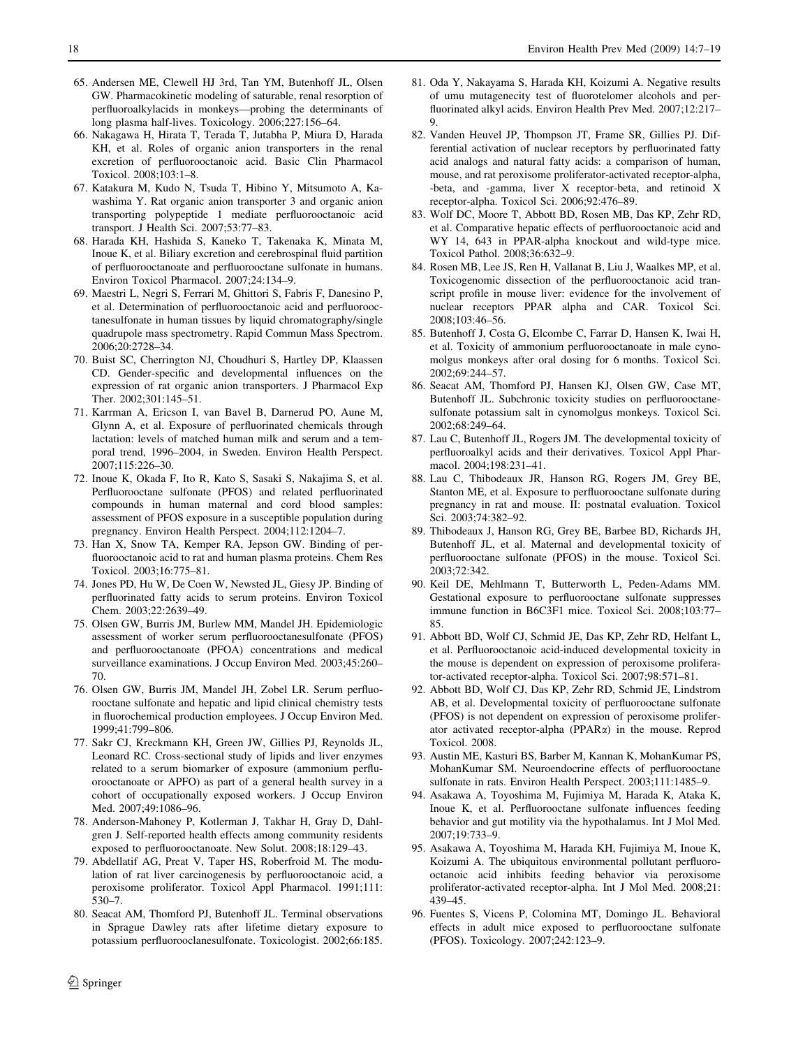65. Andersen ME, Clewell HJ 3rd, Tan YM, Butenhoff JL, Olsen GW. Pharmacokinetic modeling of saturable, renal resorption of perfluoroalkylacids in monkeys—probing the determinants of long plasma half-lives. Toxicology. 2006;227:156–64.
66. Nakagawa H, Hirata T, Terada T, Jutabha P, Miura D, Harada KH, et al. Roles of organic anion transporters in the renal excretion of perfluorooctanoic acid. Basic Clin Pharmacol Toxicol. 2008;103:1–8.
67. Katakura M, Kudo N, Tsuda T, Hibino Y, Mitsumoto A, Kawashima Y. Rat organic anion transporter 3 and organic anion transporting polypeptide 1 mediate perfluorooctanoic acid transport. J Health Sci. 2007;53:77–83.
68. Harada KH, Hashida S, Kaneko T, Takenaka K, Minata M, Inoue K, et al. Biliary excretion and cerebrospinal fluid partition of perfluorooctanoate and perfluorooctane sulfonate in humans. Environ Toxicol Pharmacol. 2007;24:134–9.
69. Maestri L, Negri S, Ferrari M, Ghittori S, Fabris F, Danesino P, et al. Determination of perfluorooctanoic acid and perfluorooctanesulfonate in human tissues by liquid chromatography/single quadrupole mass spectrometry. Rapid Commun Mass Spectrom. 2006;20:2728–34.
70. Buist SC, Cherrington NJ, Choudhuri S, Hartley DP, Klaassen CD. Gender-specific and developmental influences on the expression of rat organic anion transporters. J Pharmacol Exp Ther. 2002;301:145–51.
71. Karrman A, Ericson I, van Bavel B, Darnerud PO, Aune M, Glynn A, et al. Exposure of perfluorinated chemicals through lactation: levels of matched human milk and serum and a temporal trend, 1996–2004, in Sweden. Environ Health Perspect. 2007;115:226–30.
72. Inoue K, Okada F, Ito R, Kato S, Sasaki S, Nakajima S, et al. Perfluorooctane sulfonate (PFOS) and related perfluorinated compounds in human maternal and cord blood samples: assessment of PFOS exposure in a susceptible population during pregnancy. Environ Health Perspect. 2004;112:1204–7.
73. Han X, Snow TA, Kemper RA, Jepson GW. Binding of perfluorooctanoic acid to rat and human plasma proteins. Chem Res Toxicol. 2003;16:775–81.
74. Jones PD, Hu W, De Coen W, Newsted JL, Giesy JP. Binding of perfluorinated fatty acids to serum proteins. Environ Toxicol Chem. 2003;22:2639–49.
75. Olsen GW, Burris JM, Burlew MM, Mandel JH. Epidemiologic assessment of worker serum perfluorooctanesulfonate (PFOS) and perfluorooctanoate (PFOA) concentrations and medical surveillance examinations. J Occup Environ Med. 2003;45:260–70.
76. Olsen GW, Burris JM, Mandel JH, Zobel LR. Serum perfluorooctane sulfonate and hepatic and lipid clinical chemistry tests in fluorochemical production employees. J Occup Environ Med. 1999;41:799–806.
77. Sakr CJ, Kreckmann KH, Green JW, Gillies PJ, Reynolds JL, Leonard RC. Cross-sectional study of lipids and liver enzymes related to a serum biomarker of exposure (ammonium perfluorooctanoate or APFO) as part of a general health survey in a cohort of occupationally exposed workers. J Occup Environ Med. 2007;49:1086–96.
78. Anderson-Mahoney P, Kotlerman J, Takhar H, Gray D, Dahlgren J. Self-reported health effects among community residents exposed to perfluorooctanoate. New Solut. 2008;18:129–43.
79. Abdellatif AG, Preat V, Taper HS, Roberfroid M. The modulation of rat liver carcinogenesis by perfluorooctanoic acid, a peroxisome proliferator. Toxicol Appl Pharmacol. 1991;111: 530–7.
80. Seacat AM, Thomford PJ, Butenhoff JL. Terminal observations in Sprague Dawley rats after lifetime dietary exposure to potassium perfluorooclanesulfonate. Toxicologist. 2002;66:185.
81. Oda Y, Nakayama S, Harada KH, Koizumi A. Negative results of umu mutagenecity test of fluorotelomer alcohols and perfluorinated alkyl acids. Environ Health Prev Med. 2007;12:217–9.
82. Vanden Heuvel JP, Thompson JT, Frame SR, Gillies PJ. Differential activation of nuclear receptors by perfluorinated fatty acid analogs and natural fatty acids: a comparison of human, mouse, and rat peroxisome proliferator-activated receptor-alpha, -beta, and -gamma, liver X receptor-beta, and retinoid X receptor-alpha. Toxicol Sci. 2006;92:476–89.
83. Wolf DC, Moore T, Abbott BD, Rosen MB, Das KP, Zehr RD, et al. Comparative hepatic effects of perfluorooctanoic acid and WY 14, 643 in PPAR-alpha knockout and wild-type mice. Toxicol Pathol. 2008;36:632–9.
84. Rosen MB, Lee JS, Ren H, Vallanat B, Liu J, Waalkes MP, et al. Toxicogenomic dissection of the perfluorooctanoic acid transcript profile in mouse liver: evidence for the involvement of nuclear receptors PPAR alpha and CAR. Toxicol Sci. 2008;103:46–56.
85. Butenhoff J, Costa G, Elcombe C, Farrar D, Hansen K, Iwai H, et al. Toxicity of ammonium perfluorooctanoate in male cynomolgus monkeys after oral dosing for 6 months. Toxicol Sci. 2002;69:244–57.
86. Seacat AM, Thomford PJ, Hansen KJ, Olsen GW, Case MT, Butenhoff JL. Subchronic toxicity studies on perfluorooctanesulfonate potassium salt in cynomolgus monkeys. Toxicol Sci. 2002;68:249–64.
87. Lau C, Butenhoff JL, Rogers JM. The developmental toxicity of perfluoroalkyl acids and their derivatives. Toxicol Appl Pharmacol. 2004;198:231–41.
88. Lau C, Thibodeaux JR, Hanson RG, Rogers JM, Grey BE, Stanton ME, et al. Exposure to perfluorooctane sulfonate during pregnancy in rat and mouse. II: postnatal evaluation. Toxicol Sci. 2003;74:382–92.
89. Thibodeaux J, Hanson RG, Grey BE, Barbee BD, Richards JH, Butenhoff JL, et al. Maternal and developmental toxicity of perfluorooctane sulfonate (PFOS) in the mouse. Toxicol Sci. 2003;72:342.
90. Keil DE, Mehlmann T, Butterworth L, Peden-Adams MM. Gestational exposure to perfluorooctane sulfonate suppresses immune function in B6C3F1 mice. Toxicol Sci. 2008;103:77–85.
91. Abbott BD, Wolf CJ, Schmid JE, Das KP, Zehr RD, Helfant L, et al. Perfluorooctanoic acid-induced developmental toxicity in the mouse is dependent on expression of peroxisome proliferator-activated receptor-alpha. Toxicol Sci. 2007;98:571–81.
92. Abbott BD, Wolf CJ, Das KP, Zehr RD, Schmid JE, Lindstrom AB, et al. Developmental toxicity of perfluorooctane sulfonate (PFOS) is not dependent on expression of peroxisome proliferator activated receptor-alpha (PPARα) in the mouse. Reprod Toxicol. 2008.
93. Austin ME, Kasturi BS, Barber M, Kannan K, MohanKumar PS, MohanKumar SM. Neuroendocrine effects of perfluorooctane sulfonate in rats. Environ Health Perspect. 2003;111:1485–9.
94. Asakawa A, Toyoshima M, Fujimiya M, Harada K, Ataka K, Inoue K, et al. Perfluorooctane sulfonate influences feeding behavior and gut motility via the hypothalamus. Int J Mol Med. 2007;19:733–9.
95. Asakawa A, Toyoshima M, Harada KH, Fujimiya M, Inoue K, Koizumi A. The ubiquitous environmental pollutant perfluorooctanoic acid inhibits feeding behavior via peroxisome proliferator-activated receptor-alpha. Int J Mol Med. 2008;21: 439–45.
96. Fuentes S, Vicens P, Colomina MT, Domingo JL. Behavioral effects in adult mice exposed to perfluorooctane sulfonate (PFOS). Toxicology. 2007;242:123–9.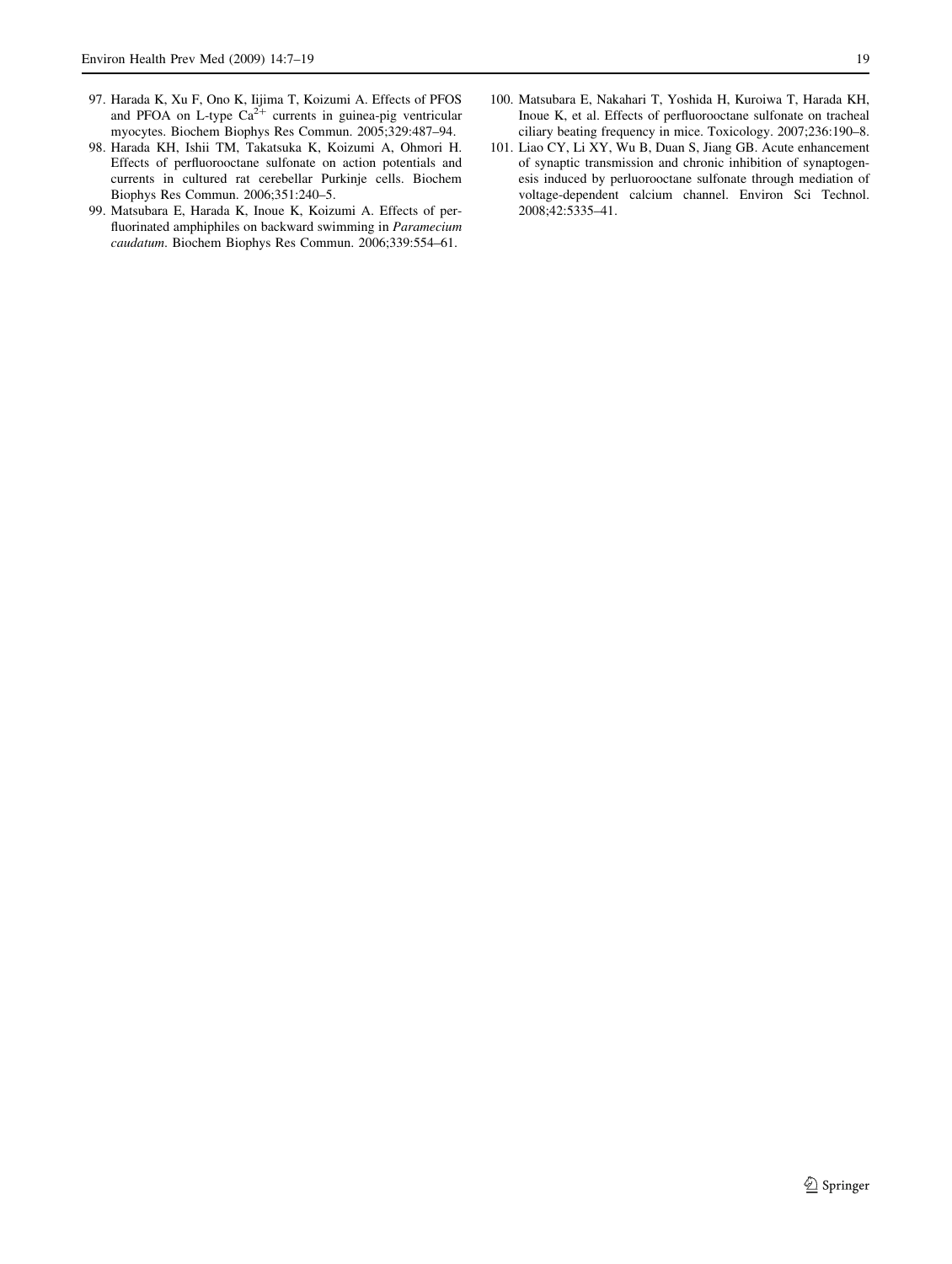97. Harada K, Xu F, Ono K, Iijima T, Koizumi A. Effects of PFOS and PFOA on L-type $Ca^{2+}$ currents in guinea-pig ventricular myocytes. Biochem Biophys Res Commun. 2005;329:487–94.
98. Harada KH, Ishii TM, Takatsuka K, Koizumi A, Ohmori H. Effects of perfluorooctane sulfonate on action potentials and currents in cultured rat cerebellar Purkinje cells. Biochem Biophys Res Commun. 2006;351:240–5.
99. Matsubara E, Harada K, Inoue K, Koizumi A. Effects of perfluorinated amphiphiles on backward swimming in *Paramecium caudatum*. Biochem Biophys Res Commun. 2006;339:554–61.
100. Matsubara E, Nakahari T, Yoshida H, Kuroiwa T, Harada KH, Inoue K, et al. Effects of perfluorooctane sulfonate on tracheal ciliary beating frequency in mice. Toxicology. 2007;236:190–8.
101. Liao CY, Li XY, Wu B, Duan S, Jiang GB. Acute enhancement of synaptic transmission and chronic inhibition of synaptogenesis induced by perluorooctane sulfonate through mediation of voltage-dependent calcium channel. Environ Sci Technol. 2008;42:5335–41.